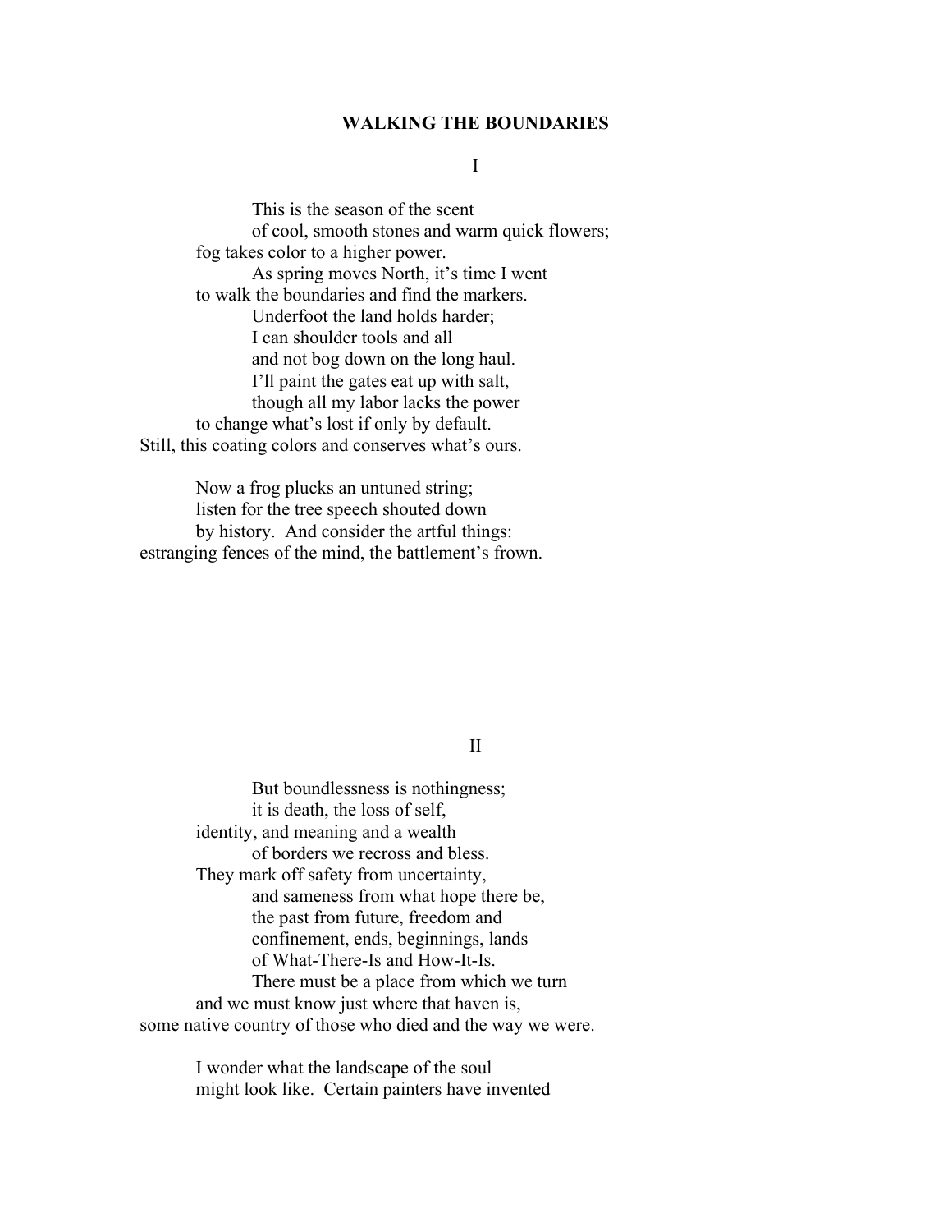## WALKING THE BOUNDARIES

I

This is the season of the scent  
of cool, smooth stones and warm quick flowers;  
fog takes color to a higher power.  
As spring moves North, it's time I went  
to walk the boundaries and find the markers.  
Underfoot the land holds harder;  
I can shoulder tools and all  
and not bog down on the long haul.  
I'll paint the gates eat up with salt,  
though all my labor lacks the power  
to change what's lost if only by default.  
Still, this coating colors and conserves what's ours.

Now a frog plucks an untuned string;  
listen for the tree speech shouted down  
by history. And consider the artful things:  
estranging fences of the mind, the battlement's frown.

II

But boundlessness is nothingness;  
it is death, the loss of self,  
identity, and meaning and a wealth  
of borders we recross and bless.  
They mark off safety from uncertainty,  
and sameness from what hope there be,  
the past from future, freedom and  
confinement, ends, beginnings, lands  
of What-There-Is and How-It-Is.  
There must be a place from which we turn  
and we must know just where that haven is,  
some native country of those who died and the way we were.

I wonder what the landscape of the soul  
might look like. Certain painters have invented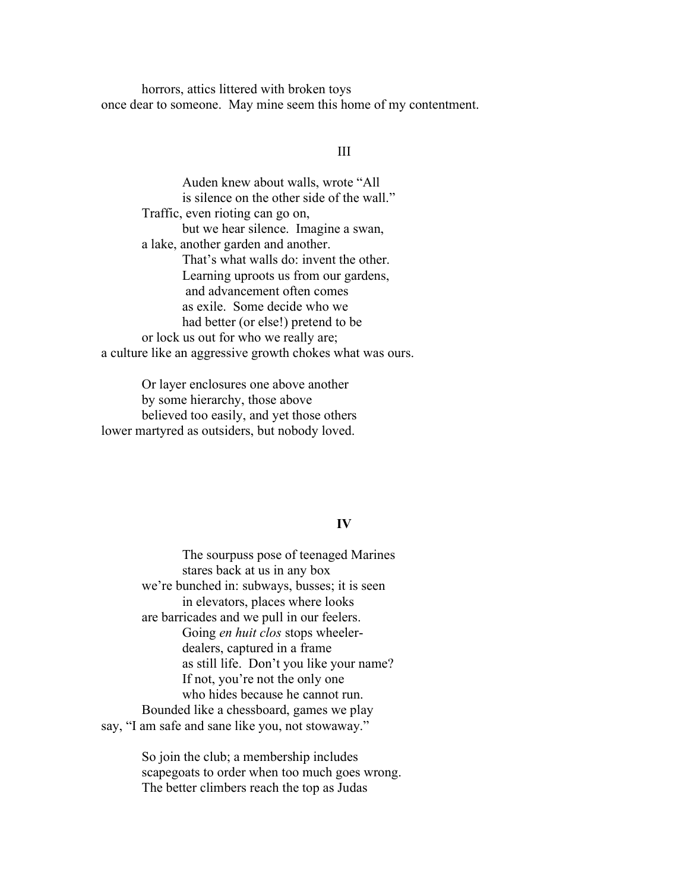horrors, attics littered with broken toys
once dear to someone. May mine seem this home of my contentment.

### III

Auden knew about walls, wrote "All
is silence on the other side of the wall."
Traffic, even rioting can go on,
but we hear silence. Imagine a swan,
a lake, another garden and another.
That's what walls do: invent the other.
Learning uproots us from our gardens,
and advancement often comes
as exile. Some decide who we
had better (or else!) pretend to be
or lock us out for who we really are;
a culture like an aggressive growth chokes what was ours.

Or layer enclosures one above another
by some hierarchy, those above
believed too easily, and yet those others
lower martyred as outsiders, but nobody loved.

### IV

The sourpuss pose of teenaged Marines
stares back at us in any box
we're bunched in: subways, busses; it is seen
in elevators, places where looks
are barricades and we pull in our feelers.
Going *en huit clos* stops wheeler-
dealers, captured in a frame
as still life. Don't you like your name?
If not, you're not the only one
who hides because he cannot run.
Bounded like a chessboard, games we play
say, "I am safe and sane like you, not stowaway."

So join the club; a membership includes
scapegoats to order when too much goes wrong.
The better climbers reach the top as Judas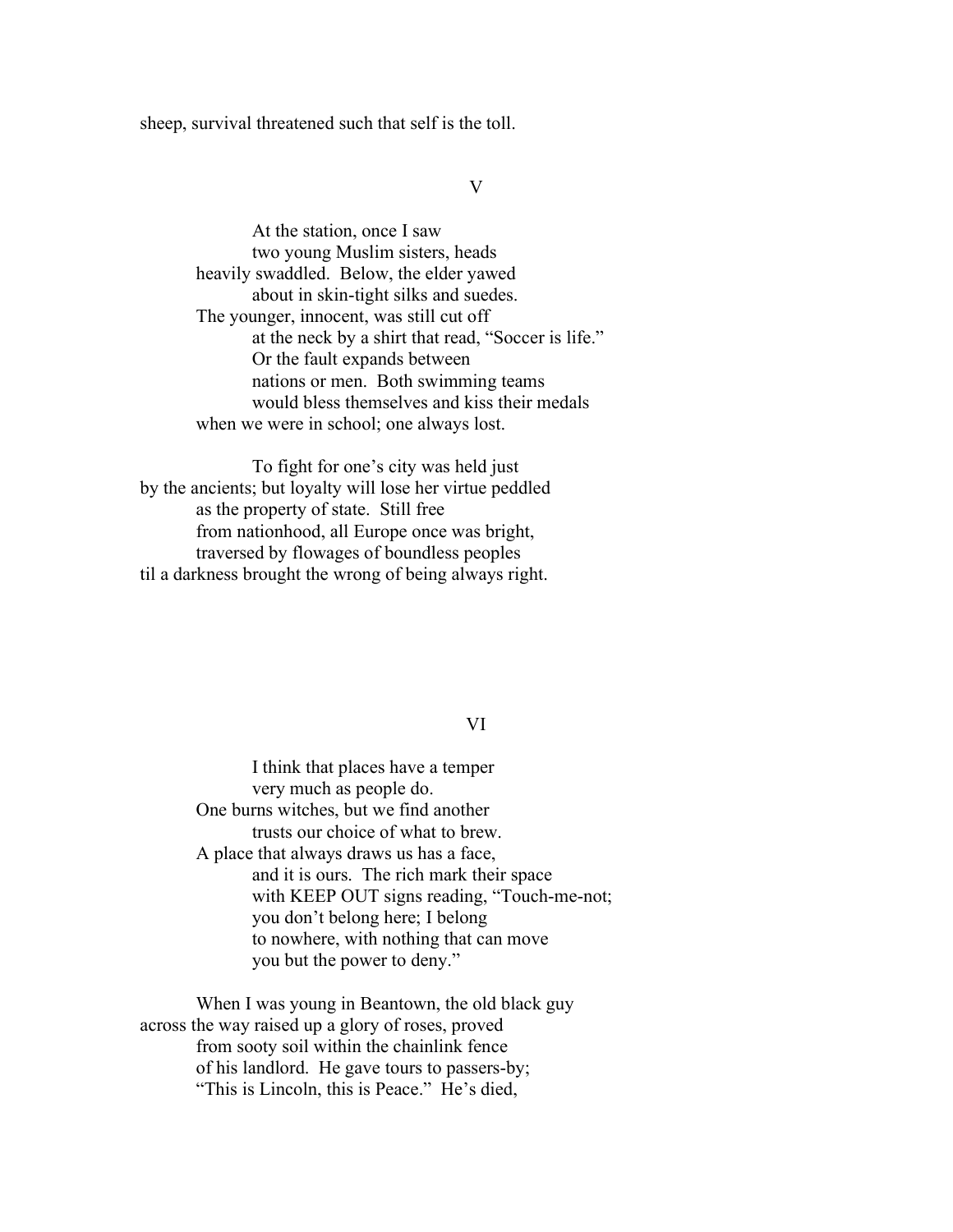sheep, survival threatened such that self is the toll.

V

At the station, once I saw
two young Muslim sisters, heads
heavily swaddled.  Below, the elder yawed
about in skin-tight silks and suedes.
The younger, innocent, was still cut off
at the neck by a shirt that read, "Soccer is life."
Or the fault expands between
nations or men.  Both swimming teams
would bless themselves and kiss their medals
when we were in school; one always lost.

To fight for one's city was held just
by the ancients; but loyalty will lose her virtue peddled
as the property of state.  Still free
from nationhood, all Europe once was bright,
traversed by flowages of boundless peoples
til a darkness brought the wrong of being always right.

VI

I think that places have a temper
very much as people do.
One burns witches, but we find another
trusts our choice of what to brew.
A place that always draws us has a face,
and it is ours.  The rich mark their space
with KEEP OUT signs reading, "Touch-me-not;
you don't belong here; I belong
to nowhere, with nothing that can move
you but the power to deny."

When I was young in Beantown, the old black guy
across the way raised up a glory of roses, proved
from sooty soil within the chainlink fence
of his landlord.  He gave tours to passers-by;
"This is Lincoln, this is Peace."  He's died,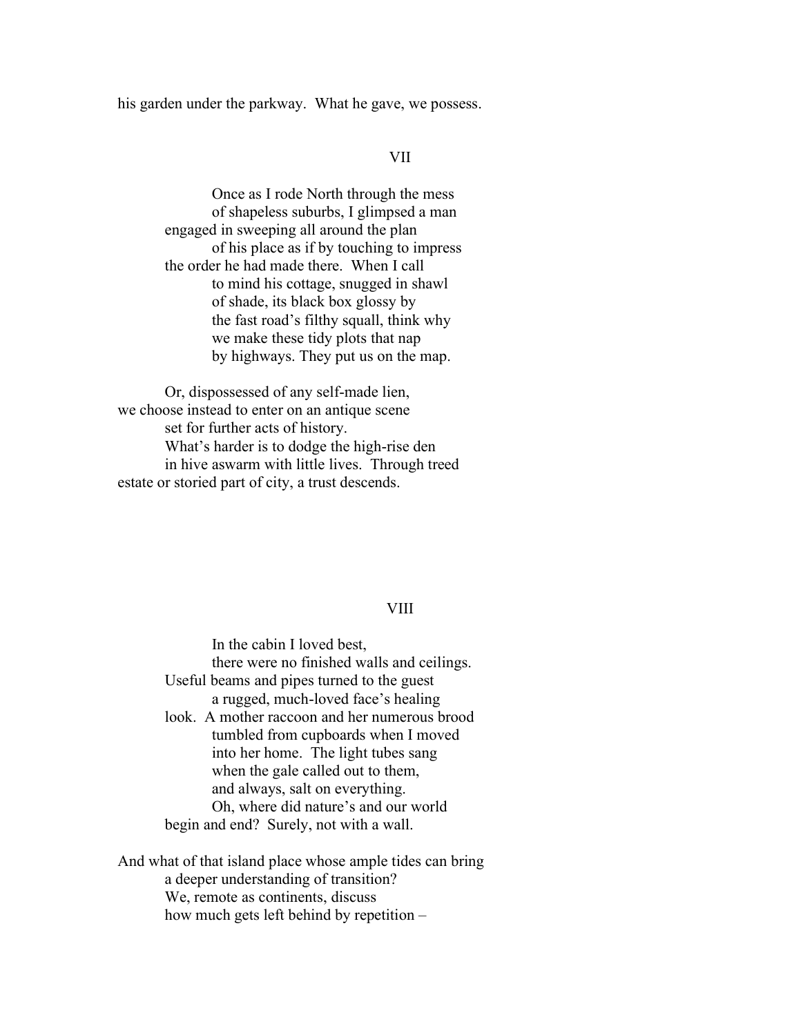his garden under the parkway.  What he gave, we possess.

VII

Once as I rode North through the mess
of shapeless suburbs, I glimpsed a man
engaged in sweeping all around the plan
of his place as if by touching to impress
the order he had made there.  When I call
to mind his cottage, snugged in shawl
of shade, its black box glossy by
the fast road's filthy squall, think why
we make these tidy plots that nap
by highways. They put us on the map.

Or, dispossessed of any self-made lien,
we choose instead to enter on an antique scene
set for further acts of history.
What's harder is to dodge the high-rise den
in hive aswarm with little lives.  Through treed
estate or storied part of city, a trust descends.

VIII

In the cabin I loved best,
there were no finished walls and ceilings.
Useful beams and pipes turned to the guest
a rugged, much-loved face's healing
look.  A mother raccoon and her numerous brood
tumbled from cupboards when I moved
into her home.  The light tubes sang
when the gale called out to them,
and always, salt on everything.
Oh, where did nature's and our world
begin and end?  Surely, not with a wall.

And what of that island place whose ample tides can bring
a deeper understanding of transition?
We, remote as continents, discuss
how much gets left behind by repetition –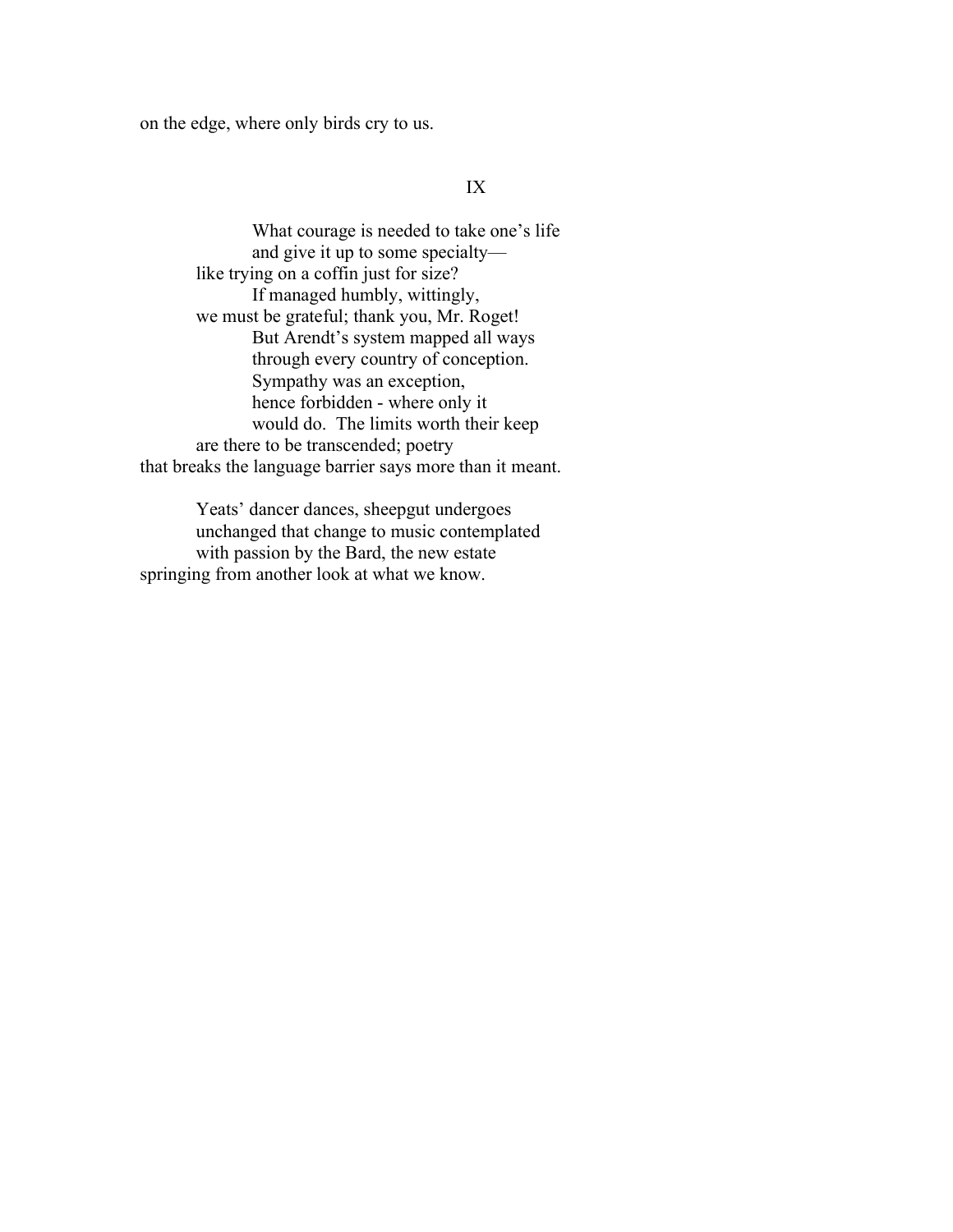on the edge, where only birds cry to us.

IX

What courage is needed to take one's life
and give it up to some specialty—
like trying on a coffin just for size?
If managed humbly, wittingly,
we must be grateful; thank you, Mr. Roget!
But Arendt's system mapped all ways
through every country of conception.
Sympathy was an exception,
hence forbidden - where only it
would do. The limits worth their keep
are there to be transcended; poetry
that breaks the language barrier says more than it meant.

Yeats' dancer dances, sheepgut undergoes
unchanged that change to music contemplated
with passion by the Bard, the new estate
springing from another look at what we know.